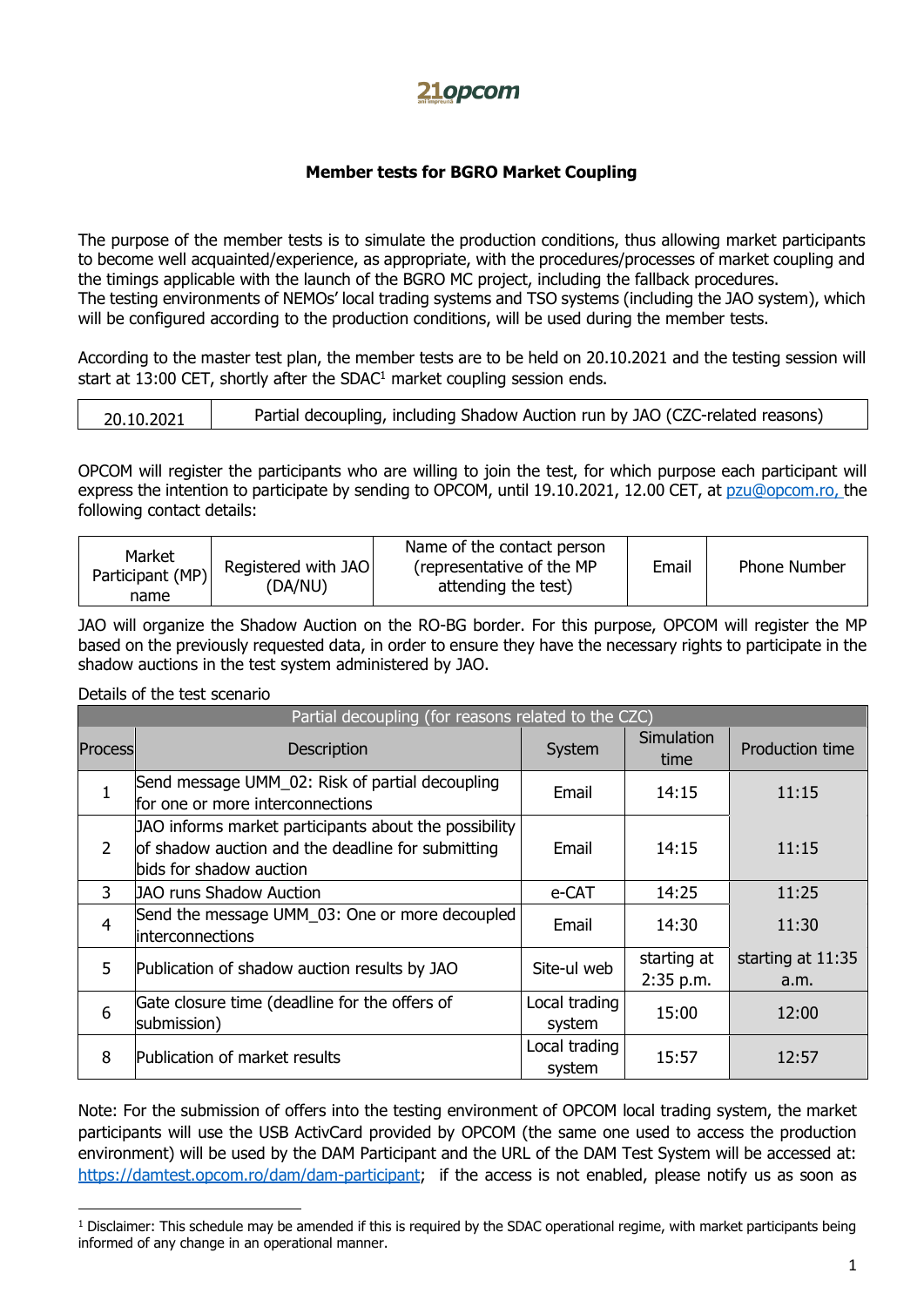21opcom

**Member tests for BGRO Market Coupling**

The purpose of the member tests is to simulate the production conditions, thus allowing market participants to become well acquainted/experience, as appropriate, with the procedures/processes of market coupling and the timings applicable with the launch of the BGRO MC project, including the fallback procedures.
The testing environments of NEMOs' local trading systems and TSO systems (including the JAO system), which will be configured according to the production conditions, will be used during the member tests.

According to the master test plan, the member tests are to be held on 20.10.2021 and the testing session will start at 13:00 CET, shortly after the SDAC[1] market coupling session ends.

| 20.10.2021 | Partial decoupling, including Shadow Auction run by JAO (CZC-related reasons) |
|---|---|

OPCOM will register the participants who are willing to join the test, for which purpose each participant will express the intention to participate by sending to OPCOM, until 19.10.2021, 12.00 CET, at pzu@opcom.ro, the following contact details:

| Market Participant (MP) name | Registered with JAO (DA/NU) | Name of the contact person (representative of the MP attending the test) | Email | Phone Number |
|---|---|---|---|---|

JAO will organize the Shadow Auction on the RO-BG border. For this purpose, OPCOM will register the MP based on the previously requested data, in order to ensure they have the necessary rights to participate in the shadow auctions in the test system administered by JAO.

Details of the test scenario

| Partial decoupling (for reasons related to the CZC) | | | | |
|---|---|---|---|---|
| **Process** | **Description** | **System** | **Simulation time** | **Production time** |
| 1 | Send message UMM_02: Risk of partial decoupling for one or more interconnections | Email | 14:15 | 11:15 |
| 2 | JAO informs market participants about the possibility of shadow auction and the deadline for submitting bids for shadow auction | Email | 14:15 | 11:15 |
| 3 | JAO runs Shadow Auction | e-CAT | 14:25 | 11:25 |
| 4 | Send the message UMM_03: One or more decoupled interconnections | Email | 14:30 | 11:30 |
| 5 | Publication of shadow auction results by JAO | Site-ul web | starting at 2:35 p.m. | starting at 11:35 a.m. |
| 6 | Gate closure time (deadline for the offers of submission) | Local trading system | 15:00 | 12:00 |
| 8 | Publication of market results | Local trading system | 15:57 | 12:57 |

Note: For the submission of offers into the testing environment of OPCOM local trading system, the market participants will use the USB ActivCard provided by OPCOM (the same one used to access the production environment) will be used by the DAM Participant and the URL of the DAM Test System will be accessed at: https://damtest.opcom.ro/dam/dam-participant; if the access is not enabled, please notify us as soon as

[1] Disclaimer: This schedule may be amended if this is required by the SDAC operational regime, with market participants being informed of any change in an operational manner.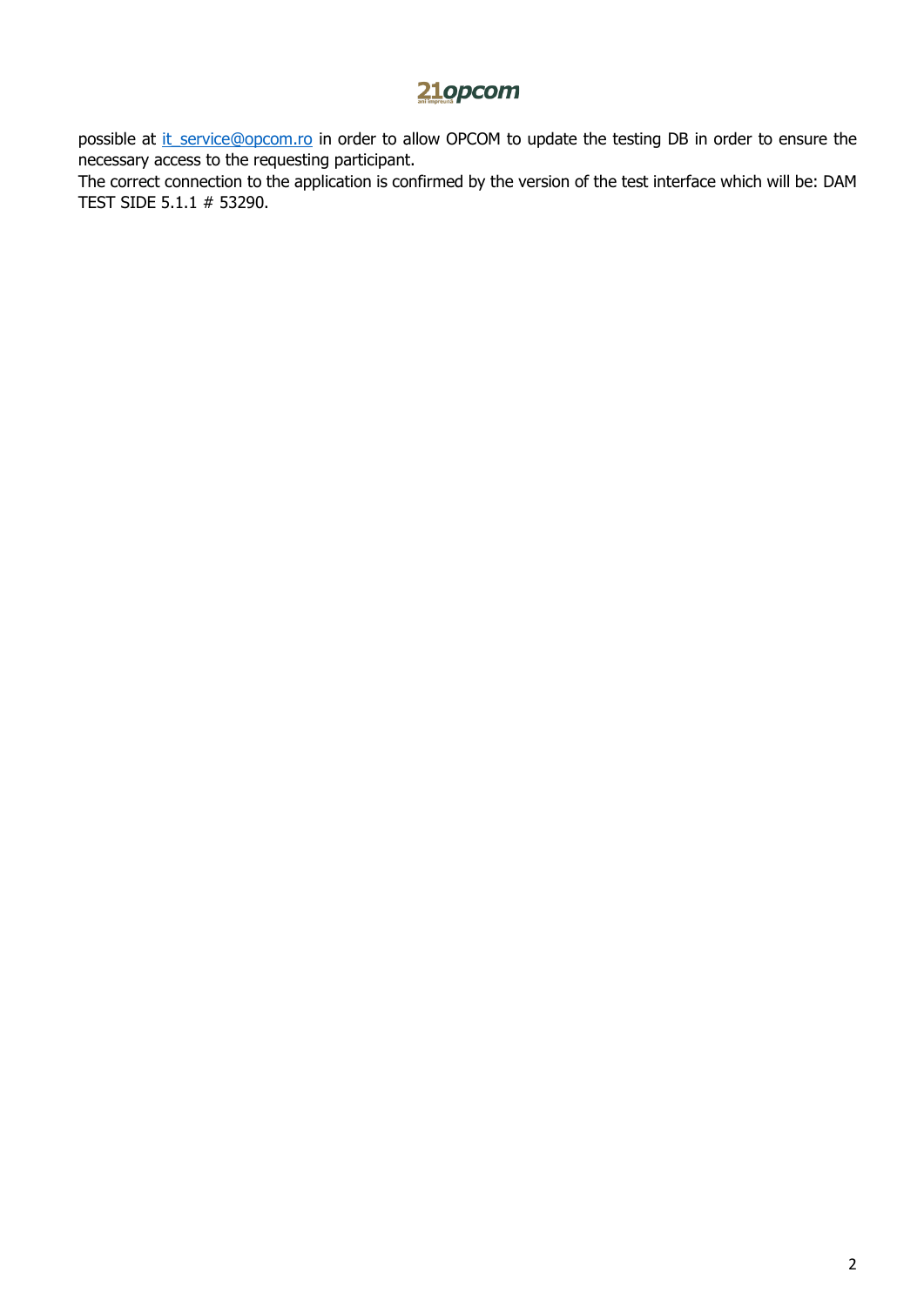possible at it_service@opcom.ro in order to allow OPCOM to update the testing DB in order to ensure the necessary access to the requesting participant.

The correct connection to the application is confirmed by the version of the test interface which will be: DAM TEST SIDE 5.1.1 # 53290.